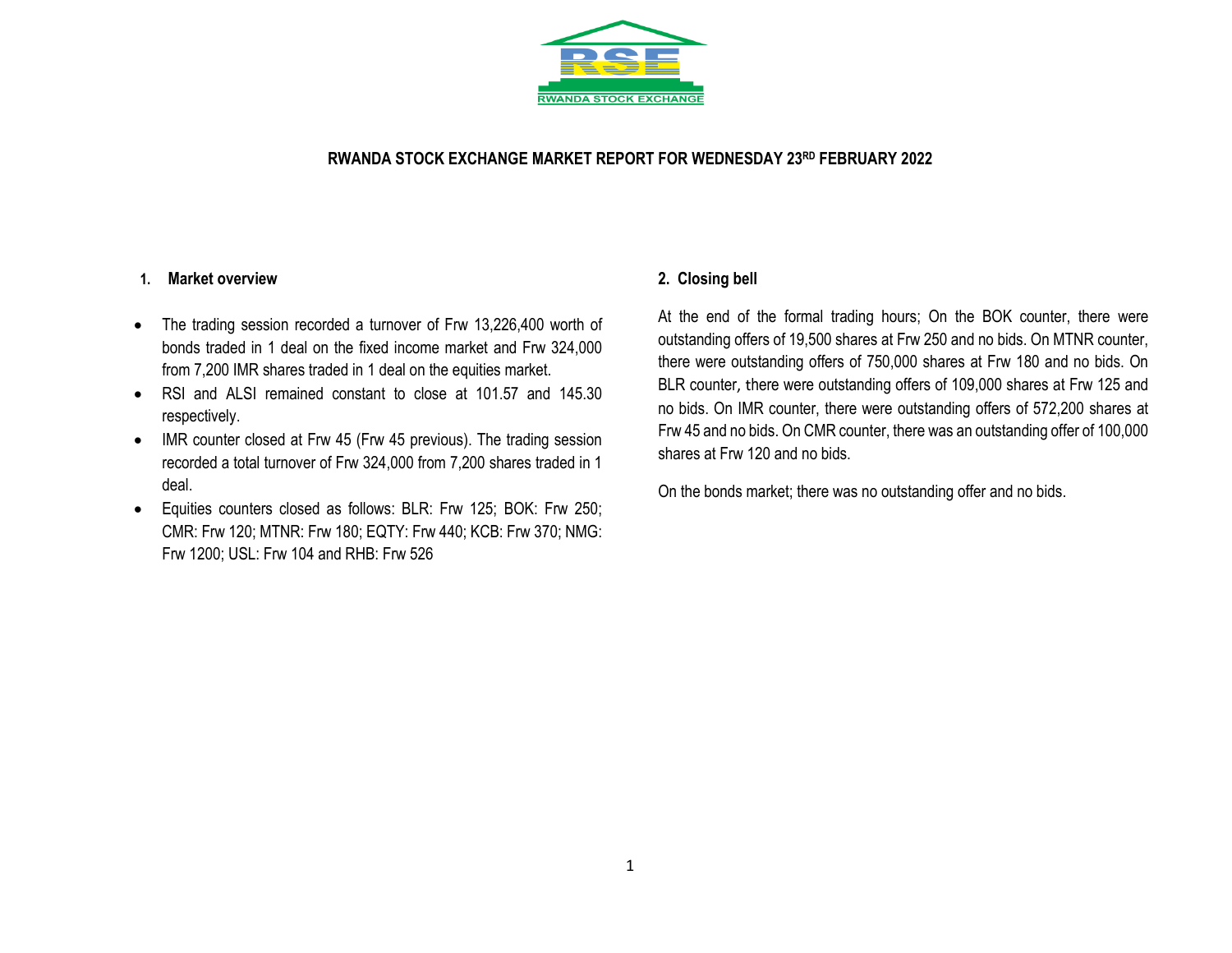RWANDA STOCK EXCHANGE

# RWANDA STOCK EXCHANGE MARKET REPORT FOR WEDNESDAY 23RD FEBRUARY 2022

## 1. Market overview

- The trading session recorded a turnover of Frw 13,226,400 worth of bonds traded in 1 deal on the fixed income market and Frw 324,000 from 7,200 IMR shares traded in 1 deal on the equities market.
- RSI and ALSI remained constant to close at 101.57 and 145.30 respectively.
- IMR counter closed at Frw 45 (Frw 45 previous). The trading session recorded a total turnover of Frw 324,000 from 7,200 shares traded in 1 deal.
- Equities counters closed as follows: BLR: Frw 125; BOK: Frw 250; CMR: Frw 120; MTNR: Frw 180; EQTY: Frw 440; KCB: Frw 370; NMG: Frw 1200; USL: Frw 104 and RHB: Frw 526

## 2. Closing bell

At the end of the formal trading hours; On the BOK counter, there were outstanding offers of 19,500 shares at Frw 250 and no bids. On MTNR counter, there were outstanding offers of 750,000 shares at Frw 180 and no bids. On BLR counter, there were outstanding offers of 109,000 shares at Frw 125 and no bids. On IMR counter, there were outstanding offers of 572,200 shares at Frw 45 and no bids. On CMR counter, there was an outstanding offer of 100,000 shares at Frw 120 and no bids.

On the bonds market; there was no outstanding offer and no bids.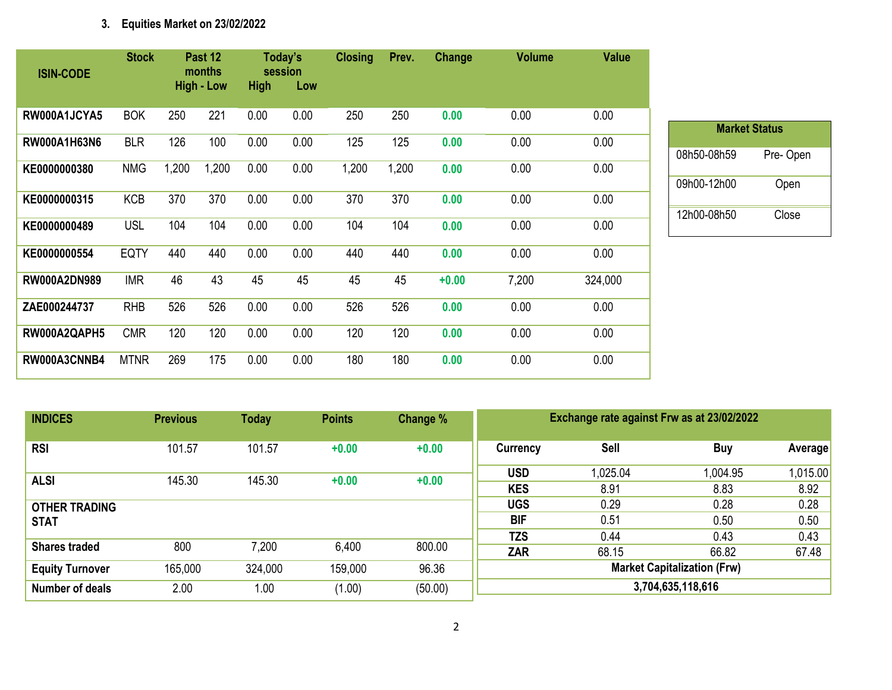### 3. Equities Market on 23/02/2022

| ISIN-CODE | Stock | Past 12 months High - Low | | Today's session High | Low | Closing | Prev. | Change | Volume | Value |
|---|---|---|---|---|---|---|---|---|---|---|
| RW000A1JCYA5 | BOK | 250 | 221 | 0.00 | 0.00 | 250 | 250 | 0.00 | 0.00 | 0.00 |
| RW000A1H63N6 | BLR | 126 | 100 | 0.00 | 0.00 | 125 | 125 | 0.00 | 0.00 | 0.00 |
| KE0000000380 | NMG | 1,200 | 1,200 | 0.00 | 0.00 | 1,200 | 1,200 | 0.00 | 0.00 | 0.00 |
| KE0000000315 | KCB | 370 | 370 | 0.00 | 0.00 | 370 | 370 | 0.00 | 0.00 | 0.00 |
| KE0000000489 | USL | 104 | 104 | 0.00 | 0.00 | 104 | 104 | 0.00 | 0.00 | 0.00 |
| KE0000000554 | EQTY | 440 | 440 | 0.00 | 0.00 | 440 | 440 | 0.00 | 0.00 | 0.00 |
| RW000A2DN989 | IMR | 46 | 43 | 45 | 45 | 45 | 45 | +0.00 | 7,200 | 324,000 |
| ZAE000244737 | RHB | 526 | 526 | 0.00 | 0.00 | 526 | 526 | 0.00 | 0.00 | 0.00 |
| RW000A2QAPH5 | CMR | 120 | 120 | 0.00 | 0.00 | 120 | 120 | 0.00 | 0.00 | 0.00 |
| RW000A3CNNB4 | MTNR | 269 | 175 | 0.00 | 0.00 | 180 | 180 | 0.00 | 0.00 | 0.00 |

| Market Status | |
|---|---|
| 08h50-08h59 | Pre- Open |
| 09h00-12h00 | Open |
| 12h00-08h50 | Close |

| INDICES | Previous | Today | Points | Change % |
|---|---|---|---|---|
| RSI | 101.57 | 101.57 | +0.00 | +0.00 |
| ALSI | 145.30 | 145.30 | +0.00 | +0.00 |
| OTHER TRADING STAT | | | | |
| Shares traded | 800 | 7,200 | 6,400 | 800.00 |
| Equity Turnover | 165,000 | 324,000 | 159,000 | 96.36 |
| Number of deals | 2.00 | 1.00 | (1.00) | (50.00) |

| Exchange rate against Frw as at 23/02/2022 | | | |
|---|---|---|---|
| Currency | Sell | Buy | Average |
| USD | 1,025.04 | 1,004.95 | 1,015.00 |
| KES | 8.91 | 8.83 | 8.92 |
| UGS | 0.29 | 0.28 | 0.28 |
| BIF | 0.51 | 0.50 | 0.50 |
| TZS | 0.44 | 0.43 | 0.43 |
| ZAR | 68.15 | 66.82 | 67.48 |
| Market Capitalization (Frw) | | | |
| 3,704,635,118,616 | | | |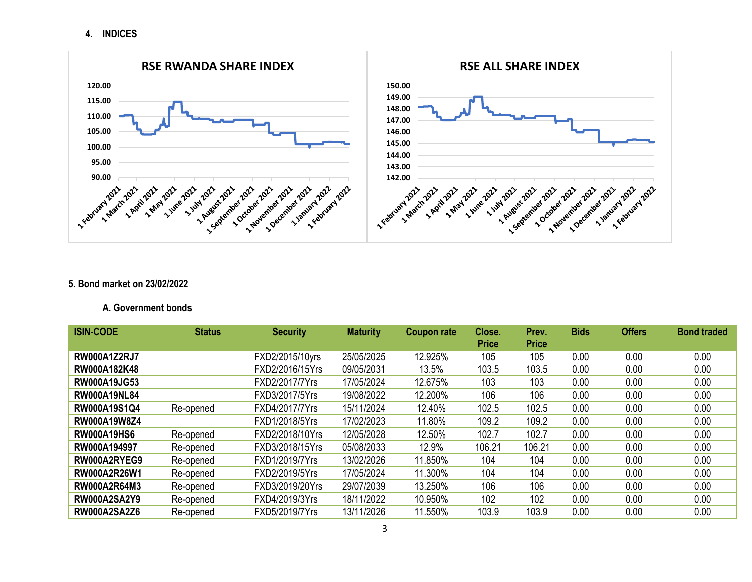## 4. INDICES

RSE RWANDA SHARE INDEX

RSE ALL SHARE INDEX

## 5. Bond market on 23/02/2022

### A. Government bonds

| ISIN-CODE | Status | Security | Maturity | Coupon rate | Close. Price | Prev. Price | Bids | Offers | Bond traded |
|---|---|---|---|---|---|---|---|---|---|
| RW000A1Z2RJ7 | | FXD2/2015/10yrs | 25/05/2025 | 12.925% | 105 | 105 | 0.00 | 0.00 | 0.00 |
| RW000A182K48 | | FXD2/2016/15Yrs | 09/05/2031 | 13.5% | 103.5 | 103.5 | 0.00 | 0.00 | 0.00 |
| RW000A19JG53 | | FXD2/2017/7Yrs | 17/05/2024 | 12.675% | 103 | 103 | 0.00 | 0.00 | 0.00 |
| RW000A19NL84 | | FXD3/2017/5Yrs | 19/08/2022 | 12.200% | 106 | 106 | 0.00 | 0.00 | 0.00 |
| RW000A19S1Q4 | Re-opened | FXD4/2017/7Yrs | 15/11/2024 | 12.40% | 102.5 | 102.5 | 0.00 | 0.00 | 0.00 |
| RW000A19W8Z4 | | FXD1/2018/5Yrs | 17/02/2023 | 11.80% | 109.2 | 109.2 | 0.00 | 0.00 | 0.00 |
| RW000A19HS6 | Re-opened | FXD2/2018/10Yrs | 12/05/2028 | 12.50% | 102.7 | 102.7 | 0.00 | 0.00 | 0.00 |
| RW000A194997 | Re-opened | FXD3/2018/15Yrs | 05/08/2033 | 12.9% | 106.21 | 106.21 | 0.00 | 0.00 | 0.00 |
| RW000A2RYEG9 | Re-opened | FXD1/2019/7Yrs | 13/02/2026 | 11.850% | 104 | 104 | 0.00 | 0.00 | 0.00 |
| RW000A2R26W1 | Re-opened | FXD2/2019/5Yrs | 17/05/2024 | 11.300% | 104 | 104 | 0.00 | 0.00 | 0.00 |
| RW000A2R64M3 | Re-opened | FXD3/2019/20Yrs | 29/07/2039 | 13.250% | 106 | 106 | 0.00 | 0.00 | 0.00 |
| RW000A2SA2Y9 | Re-opened | FXD4/2019/3Yrs | 18/11/2022 | 10.950% | 102 | 102 | 0.00 | 0.00 | 0.00 |
| RW000A2SA2Z6 | Re-opened | FXD5/2019/7Yrs | 13/11/2026 | 11.550% | 103.9 | 103.9 | 0.00 | 0.00 | 0.00 |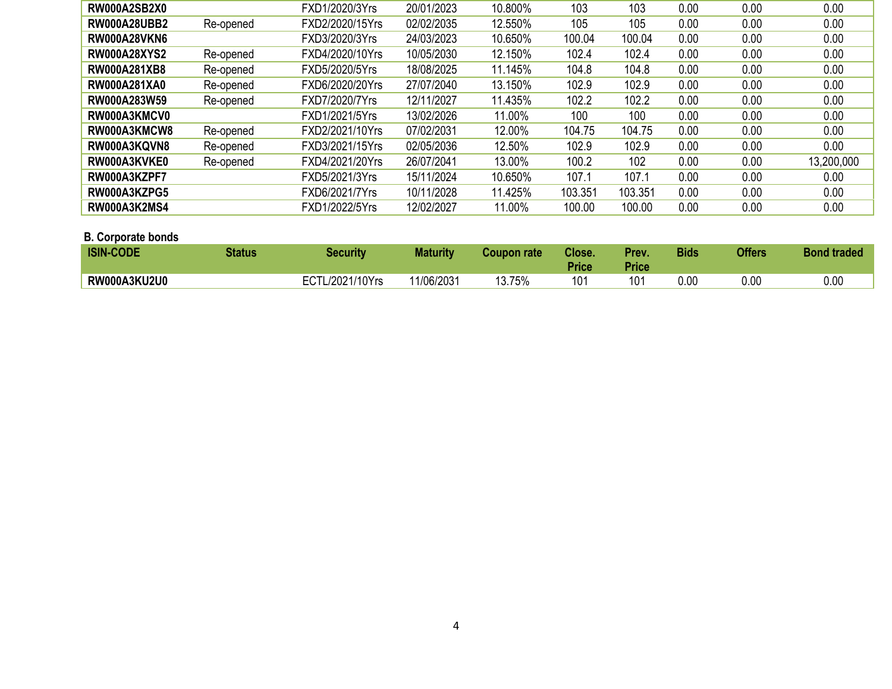| | | | | | | | | | |
|---|---|---|---|---|---|---|---|---|---|
| **RW000A2SB2X0** | | FXD1/2020/3Yrs | 20/01/2023 | 10.800% | 103 | 103 | 0.00 | 0.00 | 0.00 |
| **RW000A28UBB2** | Re-opened | FXD2/2020/15Yrs | 02/02/2035 | 12.550% | 105 | 105 | 0.00 | 0.00 | 0.00 |
| **RW000A28VKN6** | | FXD3/2020/3Yrs | 24/03/2023 | 10.650% | 100.04 | 100.04 | 0.00 | 0.00 | 0.00 |
| **RW000A28XYS2** | Re-opened | FXD4/2020/10Yrs | 10/05/2030 | 12.150% | 102.4 | 102.4 | 0.00 | 0.00 | 0.00 |
| **RW000A281XB8** | Re-opened | FXD5/2020/5Yrs | 18/08/2025 | 11.145% | 104.8 | 104.8 | 0.00 | 0.00 | 0.00 |
| **RW000A281XA0** | Re-opened | FXD6/2020/20Yrs | 27/07/2040 | 13.150% | 102.9 | 102.9 | 0.00 | 0.00 | 0.00 |
| **RW000A283W59** | Re-opened | FXD7/2020/7Yrs | 12/11/2027 | 11.435% | 102.2 | 102.2 | 0.00 | 0.00 | 0.00 |
| **RW000A3KMCV0** | | FXD1/2021/5Yrs | 13/02/2026 | 11.00% | 100 | 100 | 0.00 | 0.00 | 0.00 |
| **RW000A3KMCW8** | Re-opened | FXD2/2021/10Yrs | 07/02/2031 | 12.00% | 104.75 | 104.75 | 0.00 | 0.00 | 0.00 |
| **RW000A3KQVN8** | Re-opened | FXD3/2021/15Yrs | 02/05/2036 | 12.50% | 102.9 | 102.9 | 0.00 | 0.00 | 0.00 |
| **RW000A3KVKE0** | Re-opened | FXD4/2021/20Yrs | 26/07/2041 | 13.00% | 100.2 | 102 | 0.00 | 0.00 | 13,200,000 |
| **RW000A3KZPF7** | | FXD5/2021/3Yrs | 15/11/2024 | 10.650% | 107.1 | 107.1 | 0.00 | 0.00 | 0.00 |
| **RW000A3KZPG5** | | FXD6/2021/7Yrs | 10/11/2028 | 11.425% | 103.351 | 103.351 | 0.00 | 0.00 | 0.00 |
| **RW000A3K2MS4** | | FXD1/2022/5Yrs | 12/02/2027 | 11.00% | 100.00 | 100.00 | 0.00 | 0.00 | 0.00 |

**B. Corporate bonds**

| ISIN-CODE | Status | Security | Maturity | Coupon rate | Close. Price | Prev. Price | Bids | Offers | Bond traded |
|---|---|---|---|---|---|---|---|---|---|
| **RW000A3KU2U0** | | ECTL/2021/10Yrs | 11/06/2031 | 13.75% | 101 | 101 | 0.00 | 0.00 | 0.00 |